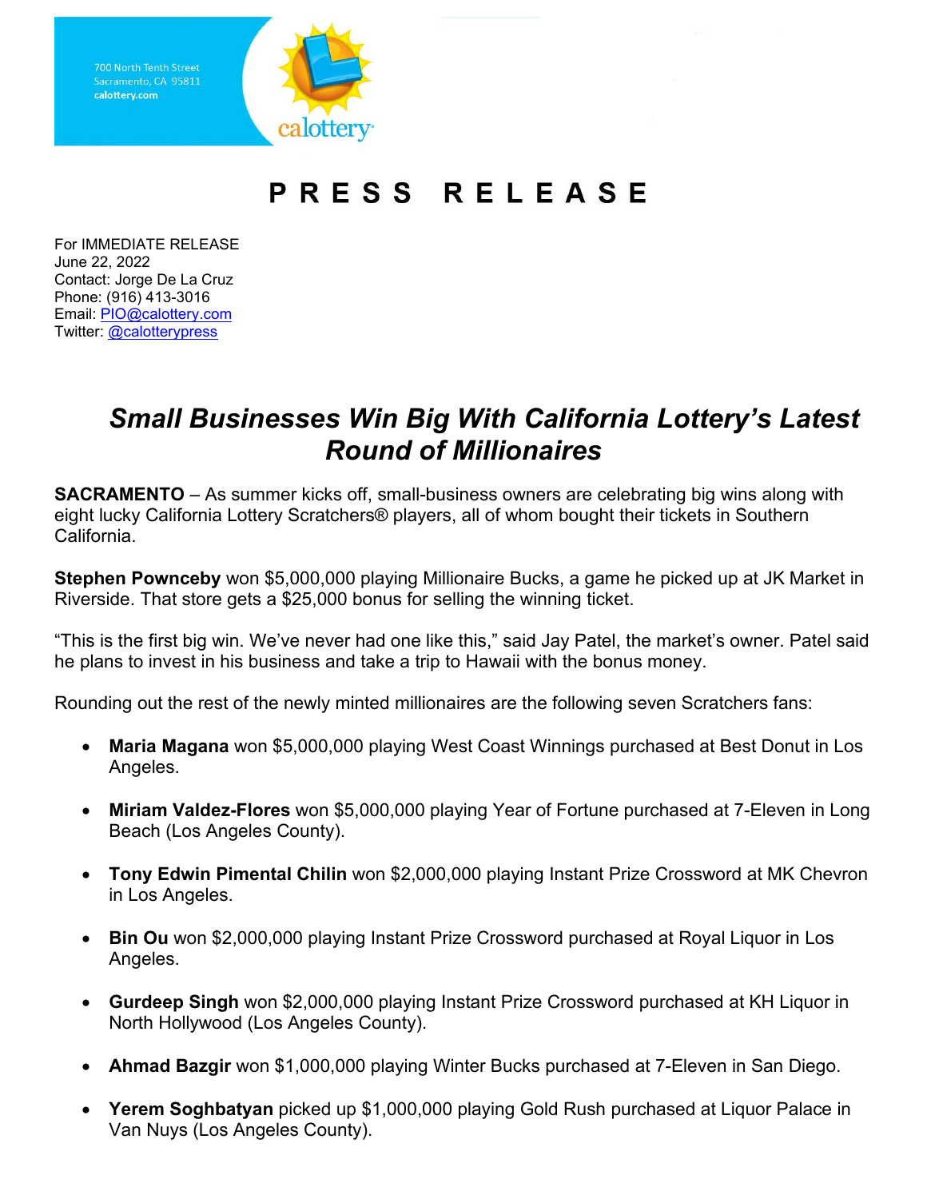700 North Tenth Street
Sacramento, CA 95811
calottery.com

calottery

# PRESS RELEASE

For IMMEDIATE RELEASE
June 22, 2022
Contact: Jorge De La Cruz
Phone: (916) 413-3016
Email: PIO@calottery.com
Twitter: @calotterypress

## *Small Businesses Win Big With California Lottery's Latest Round of Millionaires*

**SACRAMENTO** – As summer kicks off, small-business owners are celebrating big wins along with eight lucky California Lottery Scratchers® players, all of whom bought their tickets in Southern California.

**Stephen Pownceby** won $5,000,000 playing Millionaire Bucks, a game he picked up at JK Market in Riverside. That store gets a $25,000 bonus for selling the winning ticket.

"This is the first big win. We've never had one like this," said Jay Patel, the market's owner. Patel said he plans to invest in his business and take a trip to Hawaii with the bonus money.

Rounding out the rest of the newly minted millionaires are the following seven Scratchers fans:

- **Maria Magana** won $5,000,000 playing West Coast Winnings purchased at Best Donut in Los Angeles.
- **Miriam Valdez-Flores** won $5,000,000 playing Year of Fortune purchased at 7-Eleven in Long Beach (Los Angeles County).
- **Tony Edwin Pimental Chilin** won $2,000,000 playing Instant Prize Crossword at MK Chevron in Los Angeles.
- **Bin Ou** won $2,000,000 playing Instant Prize Crossword purchased at Royal Liquor in Los Angeles.
- **Gurdeep Singh** won $2,000,000 playing Instant Prize Crossword purchased at KH Liquor in North Hollywood (Los Angeles County).
- **Ahmad Bazgir** won $1,000,000 playing Winter Bucks purchased at 7-Eleven in San Diego.
- **Yerem Soghbatyan** picked up $1,000,000 playing Gold Rush purchased at Liquor Palace in Van Nuys (Los Angeles County).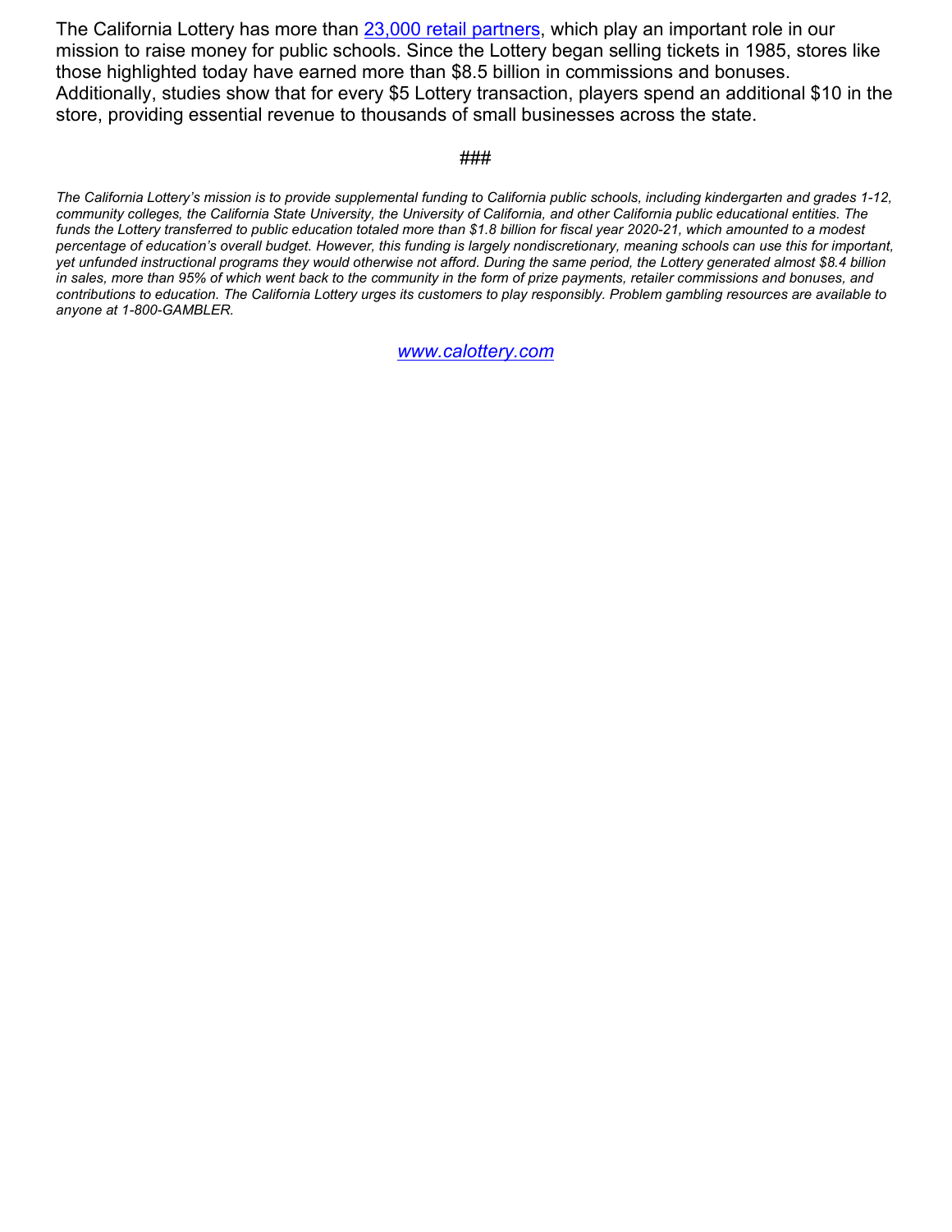The California Lottery has more than 23,000 retail partners, which play an important role in our mission to raise money for public schools. Since the Lottery began selling tickets in 1985, stores like those highlighted today have earned more than $8.5 billion in commissions and bonuses. Additionally, studies show that for every $5 Lottery transaction, players spend an additional $10 in the store, providing essential revenue to thousands of small businesses across the state.

###

*The California Lottery's mission is to provide supplemental funding to California public schools, including kindergarten and grades 1-12, community colleges, the California State University, the University of California, and other California public educational entities. The funds the Lottery transferred to public education totaled more than $1.8 billion for fiscal year 2020-21, which amounted to a modest percentage of education's overall budget. However, this funding is largely nondiscretionary, meaning schools can use this for important, yet unfunded instructional programs they would otherwise not afford. During the same period, the Lottery generated almost $8.4 billion in sales, more than 95% of which went back to the community in the form of prize payments, retailer commissions and bonuses, and contributions to education. The California Lottery urges its customers to play responsibly. Problem gambling resources are available to anyone at 1-800-GAMBLER.*

*www.calottery.com*